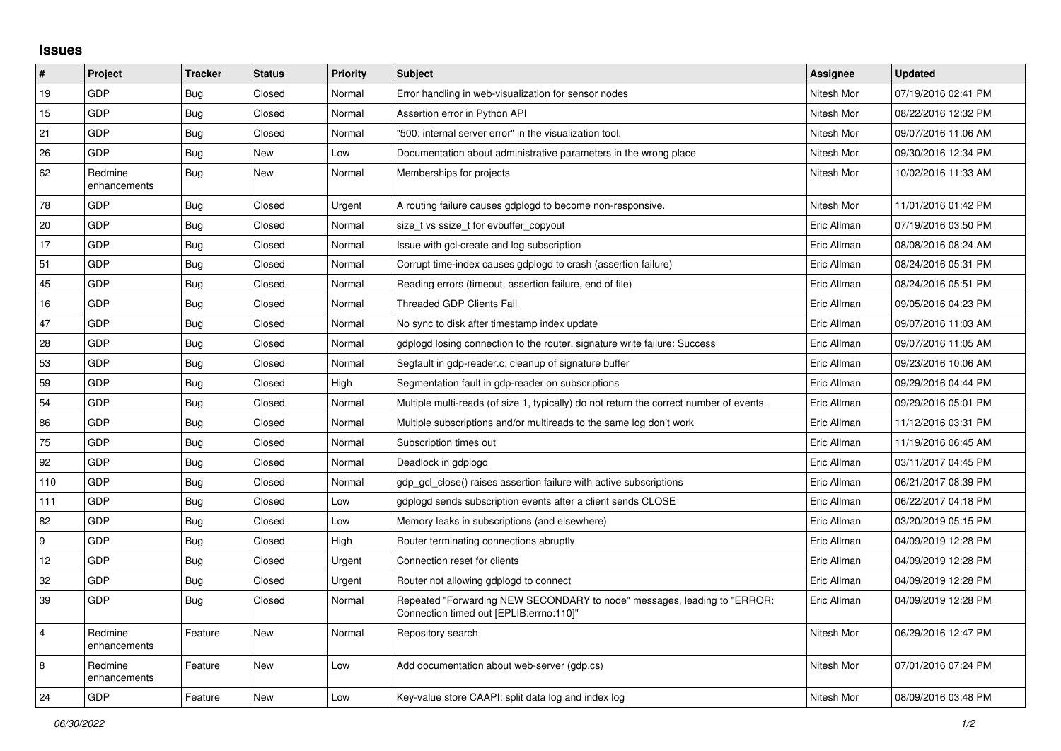## Issues

| # | Project | Tracker | Status | Priority | Subject | Assignee | Updated |
|---|---|---|---|---|---|---|---|
| 19 | GDP | Bug | Closed | Normal | Error handling in web-visualization for sensor nodes | Nitesh Mor | 07/19/2016 02:41 PM |
| 15 | GDP | Bug | Closed | Normal | Assertion error in Python API | Nitesh Mor | 08/22/2016 12:32 PM |
| 21 | GDP | Bug | Closed | Normal | "500: internal server error" in the visualization tool. | Nitesh Mor | 09/07/2016 11:06 AM |
| 26 | GDP | Bug | New | Low | Documentation about administrative parameters in the wrong place | Nitesh Mor | 09/30/2016 12:34 PM |
| 62 | Redmine enhancements | Bug | New | Normal | Memberships for projects | Nitesh Mor | 10/02/2016 11:33 AM |
| 78 | GDP | Bug | Closed | Urgent | A routing failure causes gdplogd to become non-responsive. | Nitesh Mor | 11/01/2016 01:42 PM |
| 20 | GDP | Bug | Closed | Normal | size_t vs ssize_t for evbuffer_copyout | Eric Allman | 07/19/2016 03:50 PM |
| 17 | GDP | Bug | Closed | Normal | Issue with gcl-create and log subscription | Eric Allman | 08/08/2016 08:24 AM |
| 51 | GDP | Bug | Closed | Normal | Corrupt time-index causes gdplogd to crash (assertion failure) | Eric Allman | 08/24/2016 05:31 PM |
| 45 | GDP | Bug | Closed | Normal | Reading errors (timeout, assertion failure, end of file) | Eric Allman | 08/24/2016 05:51 PM |
| 16 | GDP | Bug | Closed | Normal | Threaded GDP Clients Fail | Eric Allman | 09/05/2016 04:23 PM |
| 47 | GDP | Bug | Closed | Normal | No sync to disk after timestamp index update | Eric Allman | 09/07/2016 11:03 AM |
| 28 | GDP | Bug | Closed | Normal | gdplogd losing connection to the router. signature write failure: Success | Eric Allman | 09/07/2016 11:05 AM |
| 53 | GDP | Bug | Closed | Normal | Segfault in gdp-reader.c; cleanup of signature buffer | Eric Allman | 09/23/2016 10:06 AM |
| 59 | GDP | Bug | Closed | High | Segmentation fault in gdp-reader on subscriptions | Eric Allman | 09/29/2016 04:44 PM |
| 54 | GDP | Bug | Closed | Normal | Multiple multi-reads (of size 1, typically) do not return the correct number of events. | Eric Allman | 09/29/2016 05:01 PM |
| 86 | GDP | Bug | Closed | Normal | Multiple subscriptions and/or multireads to the same log don't work | Eric Allman | 11/12/2016 03:31 PM |
| 75 | GDP | Bug | Closed | Normal | Subscription times out | Eric Allman | 11/19/2016 06:45 AM |
| 92 | GDP | Bug | Closed | Normal | Deadlock in gdplogd | Eric Allman | 03/11/2017 04:45 PM |
| 110 | GDP | Bug | Closed | Normal | gdp_gcl_close() raises assertion failure with active subscriptions | Eric Allman | 06/21/2017 08:39 PM |
| 111 | GDP | Bug | Closed | Low | gdplogd sends subscription events after a client sends CLOSE | Eric Allman | 06/22/2017 04:18 PM |
| 82 | GDP | Bug | Closed | Low | Memory leaks in subscriptions (and elsewhere) | Eric Allman | 03/20/2019 05:15 PM |
| 9 | GDP | Bug | Closed | High | Router terminating connections abruptly | Eric Allman | 04/09/2019 12:28 PM |
| 12 | GDP | Bug | Closed | Urgent | Connection reset for clients | Eric Allman | 04/09/2019 12:28 PM |
| 32 | GDP | Bug | Closed | Urgent | Router not allowing gdplogd to connect | Eric Allman | 04/09/2019 12:28 PM |
| 39 | GDP | Bug | Closed | Normal | Repeated "Forwarding NEW SECONDARY to node" messages, leading to "ERROR: Connection timed out [EPLIB:errno:110]" | Eric Allman | 04/09/2019 12:28 PM |
| 4 | Redmine enhancements | Feature | New | Normal | Repository search | Nitesh Mor | 06/29/2016 12:47 PM |
| 8 | Redmine enhancements | Feature | New | Low | Add documentation about web-server (gdp.cs) | Nitesh Mor | 07/01/2016 07:24 PM |
| 24 | GDP | Feature | New | Low | Key-value store CAAPI: split data log and index log | Nitesh Mor | 08/09/2016 03:48 PM |

*06/30/2022*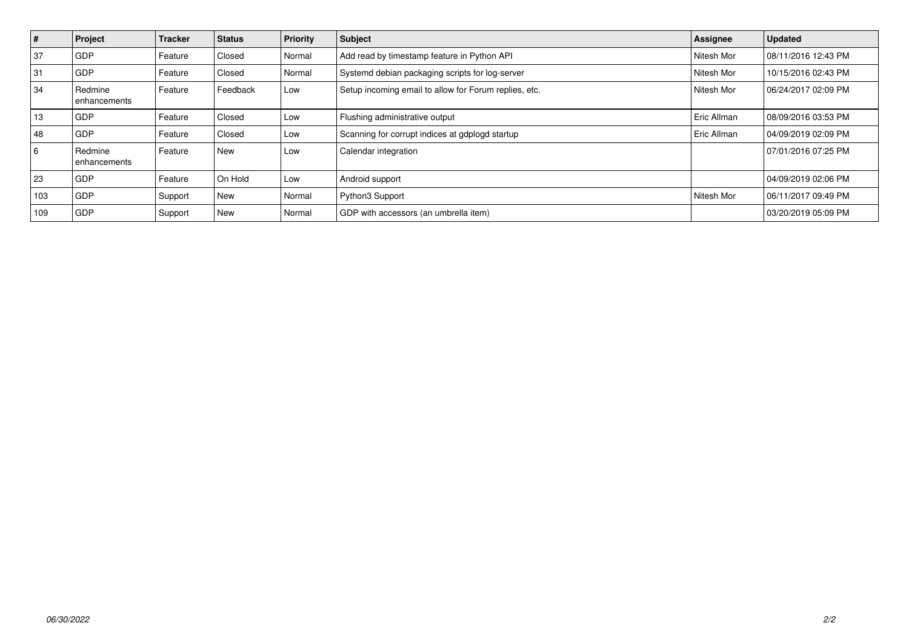| # | Project | Tracker | Status | Priority | Subject | Assignee | Updated |
|---|---|---|---|---|---|---|---|
| 37 | GDP | Feature | Closed | Normal | Add read by timestamp feature in Python API | Nitesh Mor | 08/11/2016 12:43 PM |
| 31 | GDP | Feature | Closed | Normal | Systemd debian packaging scripts for log-server | Nitesh Mor | 10/15/2016 02:43 PM |
| 34 | Redmine enhancements | Feature | Feedback | Low | Setup incoming email to allow for Forum replies, etc. | Nitesh Mor | 06/24/2017 02:09 PM |
| 13 | GDP | Feature | Closed | Low | Flushing administrative output | Eric Allman | 08/09/2016 03:53 PM |
| 48 | GDP | Feature | Closed | Low | Scanning for corrupt indices at gdplogd startup | Eric Allman | 04/09/2019 02:09 PM |
| 6 | Redmine enhancements | Feature | New | Low | Calendar integration | | 07/01/2016 07:25 PM |
| 23 | GDP | Feature | On Hold | Low | Android support | | 04/09/2019 02:06 PM |
| 103 | GDP | Support | New | Normal | Python3 Support | Nitesh Mor | 06/11/2017 09:49 PM |
| 109 | GDP | Support | New | Normal | GDP with accessors (an umbrella item) | | 03/20/2019 05:09 PM |